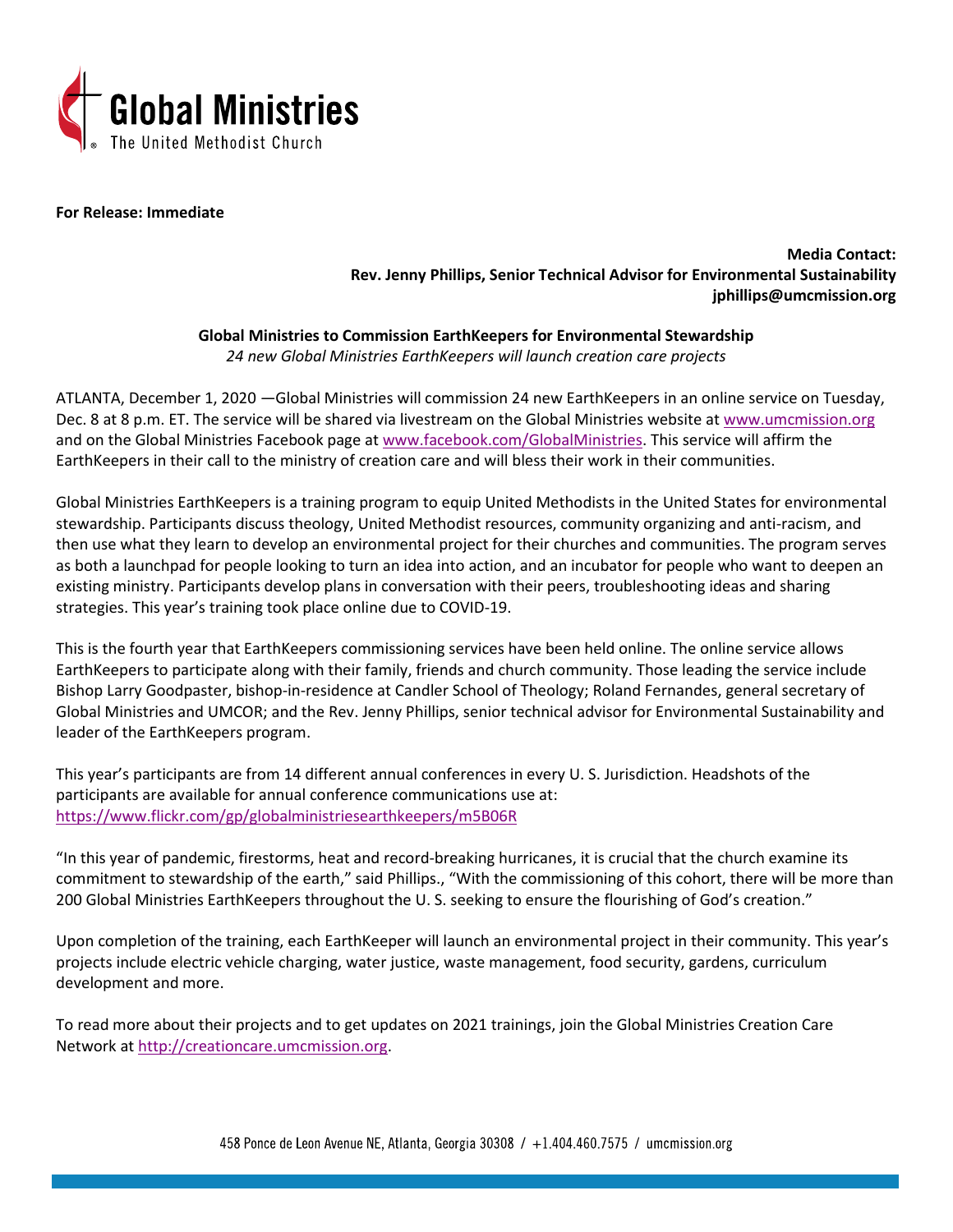Global Ministries
The United Methodist Church

**For Release: Immediate**

**Media Contact:**
**Rev. Jenny Phillips, Senior Technical Advisor for Environmental Sustainability**
**jphillips@umcmission.org**

**Global Ministries to Commission EarthKeepers for Environmental Stewardship**
*24 new Global Ministries EarthKeepers will launch creation care projects*

ATLANTA, December 1, 2020 —Global Ministries will commission 24 new EarthKeepers in an online service on Tuesday, Dec. 8 at 8 p.m. ET. The service will be shared via livestream on the Global Ministries website at www.umcmission.org and on the Global Ministries Facebook page at www.facebook.com/GlobalMinistries. This service will affirm the EarthKeepers in their call to the ministry of creation care and will bless their work in their communities.

Global Ministries EarthKeepers is a training program to equip United Methodists in the United States for environmental stewardship. Participants discuss theology, United Methodist resources, community organizing and anti-racism, and then use what they learn to develop an environmental project for their churches and communities. The program serves as both a launchpad for people looking to turn an idea into action, and an incubator for people who want to deepen an existing ministry. Participants develop plans in conversation with their peers, troubleshooting ideas and sharing strategies. This year's training took place online due to COVID-19.

This is the fourth year that EarthKeepers commissioning services have been held online. The online service allows EarthKeepers to participate along with their family, friends and church community. Those leading the service include Bishop Larry Goodpaster, bishop-in-residence at Candler School of Theology; Roland Fernandes, general secretary of Global Ministries and UMCOR; and the Rev. Jenny Phillips, senior technical advisor for Environmental Sustainability and leader of the EarthKeepers program.

This year's participants are from 14 different annual conferences in every U. S. Jurisdiction. Headshots of the participants are available for annual conference communications use at: https://www.flickr.com/gp/globalministriesearthkeepers/m5B06R

"In this year of pandemic, firestorms, heat and record-breaking hurricanes, it is crucial that the church examine its commitment to stewardship of the earth," said Phillips., "With the commissioning of this cohort, there will be more than 200 Global Ministries EarthKeepers throughout the U. S. seeking to ensure the flourishing of God's creation."

Upon completion of the training, each EarthKeeper will launch an environmental project in their community. This year's projects include electric vehicle charging, water justice, waste management, food security, gardens, curriculum development and more.

To read more about their projects and to get updates on 2021 trainings, join the Global Ministries Creation Care Network at http://creationcare.umcmission.org.

458 Ponce de Leon Avenue NE, Atlanta, Georgia 30308 / +1.404.460.7575 / umcmission.org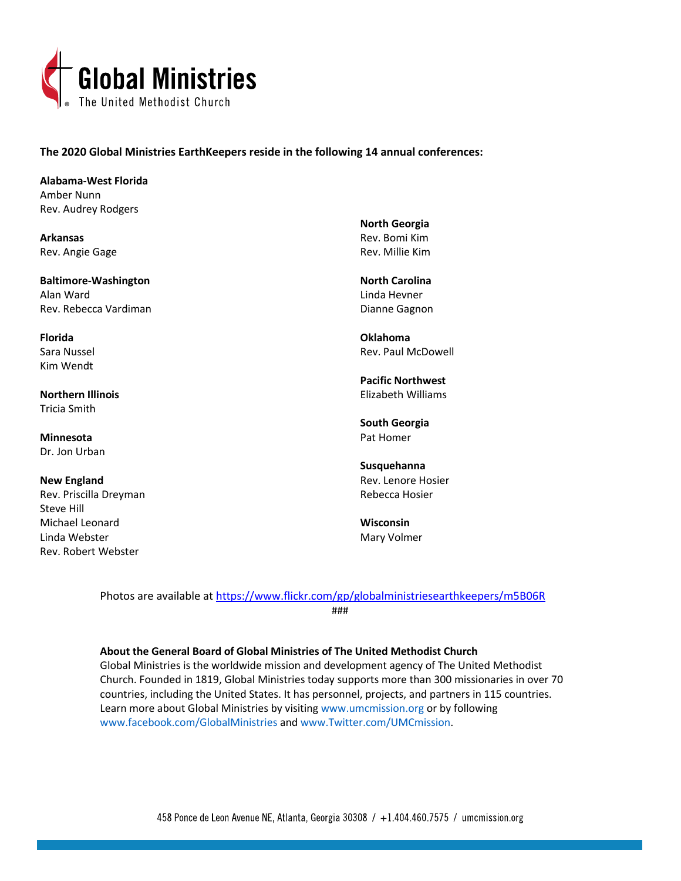**The 2020 Global Ministries EarthKeepers reside in the following 14 annual conferences:**

**Alabama-West Florida**
Amber Nunn
Rev. Audrey Rodgers

**Arkansas**
Rev. Angie Gage

**Baltimore-Washington**
Alan Ward
Rev. Rebecca Vardiman

**Florida**
Sara Nussel
Kim Wendt

**Northern Illinois**
Tricia Smith

**Minnesota**
Dr. Jon Urban

**New England**
Rev. Priscilla Dreyman
Steve Hill
Michael Leonard
Linda Webster
Rev. Robert Webster

**North Georgia**
Rev. Bomi Kim
Rev. Millie Kim

**North Carolina**
Linda Hevner
Dianne Gagnon

**Oklahoma**
Rev. Paul McDowell

**Pacific Northwest**
Elizabeth Williams

**South Georgia**
Pat Homer

**Susquehanna**
Rev. Lenore Hosier
Rebecca Hosier

**Wisconsin**
Mary Volmer

Photos are available at https://www.flickr.com/gp/globalministriesearthkeepers/m5B06R

###

**About the General Board of Global Ministries of The United Methodist Church**
Global Ministries is the worldwide mission and development agency of The United Methodist Church. Founded in 1819, Global Ministries today supports more than 300 missionaries in over 70 countries, including the United States. It has personnel, projects, and partners in 115 countries. Learn more about Global Ministries by visiting www.umcmission.org or by following www.facebook.com/GlobalMinistries and www.Twitter.com/UMCmission.

458 Ponce de Leon Avenue NE, Atlanta, Georgia 30308 / +1.404.460.7575 / umcmission.org